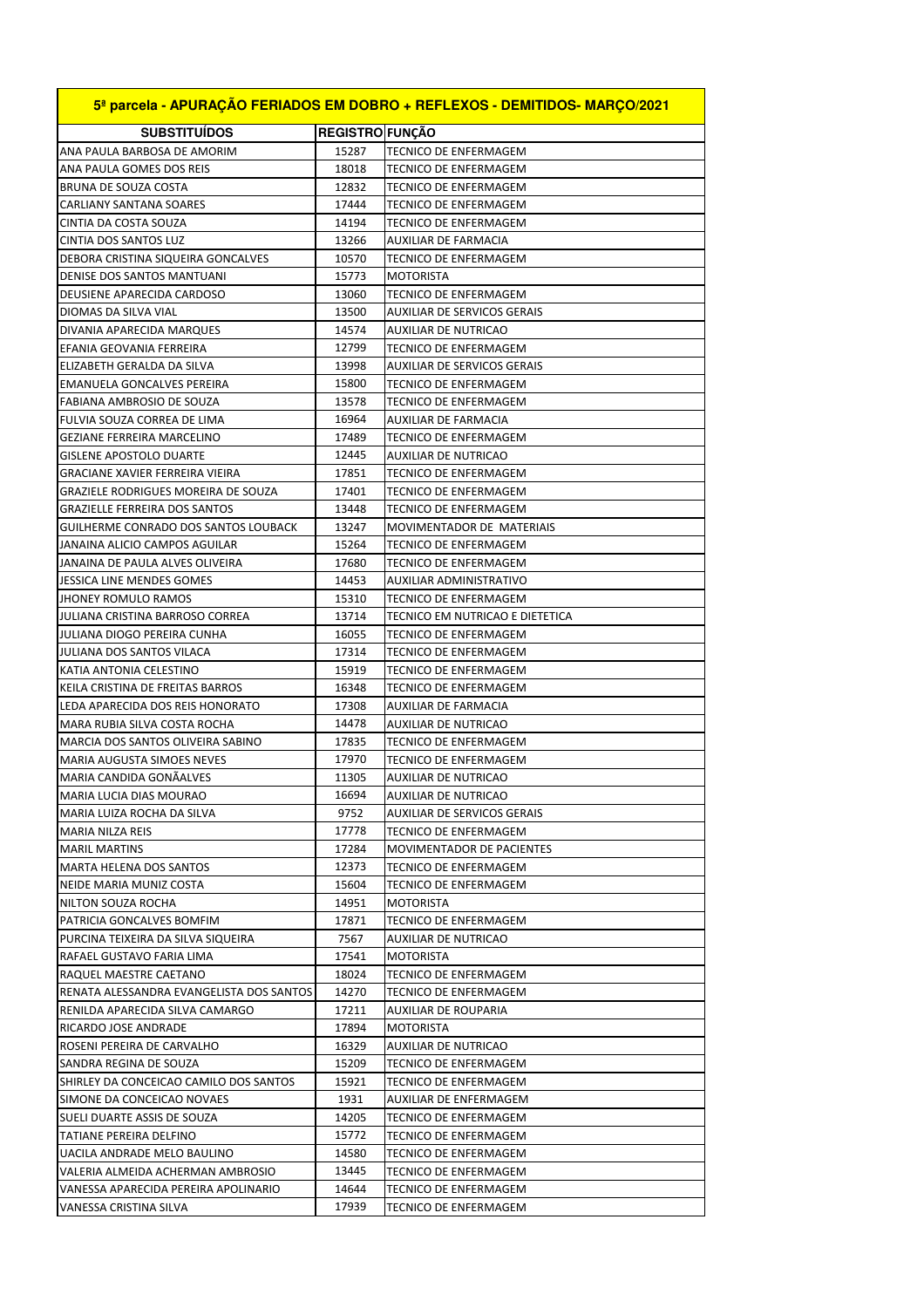| 5ª parcela - APURAÇÃO FERIADOS EM DOBRO + REFLEXOS - DEMITIDOS- MARÇO/2021 | | |
|---|---|---|
| **SUBSTITUÍDOS** | **REGISTRO** | **FUNÇÃO** |
| ANA PAULA BARBOSA DE AMORIM | 15287 | TECNICO DE ENFERMAGEM |
| ANA PAULA GOMES DOS REIS | 18018 | TECNICO DE ENFERMAGEM |
| BRUNA DE SOUZA COSTA | 12832 | TECNICO DE ENFERMAGEM |
| CARLIANY SANTANA SOARES | 17444 | TECNICO DE ENFERMAGEM |
| CINTIA DA COSTA SOUZA | 14194 | TECNICO DE ENFERMAGEM |
| CINTIA DOS SANTOS LUZ | 13266 | AUXILIAR DE FARMACIA |
| DEBORA CRISTINA SIQUEIRA GONCALVES | 10570 | TECNICO DE ENFERMAGEM |
| DENISE DOS SANTOS MANTUANI | 15773 | MOTORISTA |
| DEUSIENE APARECIDA CARDOSO | 13060 | TECNICO DE ENFERMAGEM |
| DIOMAS DA SILVA VIAL | 13500 | AUXILIAR DE SERVICOS GERAIS |
| DIVANIA APARECIDA MARQUES | 14574 | AUXILIAR DE NUTRICAO |
| EFANIA GEOVANIA FERREIRA | 12799 | TECNICO DE ENFERMAGEM |
| ELIZABETH GERALDA DA SILVA | 13998 | AUXILIAR DE SERVICOS GERAIS |
| EMANUELA GONCALVES PEREIRA | 15800 | TECNICO DE ENFERMAGEM |
| FABIANA AMBROSIO DE SOUZA | 13578 | TECNICO DE ENFERMAGEM |
| FULVIA SOUZA CORREA DE LIMA | 16964 | AUXILIAR DE FARMACIA |
| GEZIANE FERREIRA MARCELINO | 17489 | TECNICO DE ENFERMAGEM |
| GISLENE APOSTOLO DUARTE | 12445 | AUXILIAR DE NUTRICAO |
| GRACIANE XAVIER FERREIRA VIEIRA | 17851 | TECNICO DE ENFERMAGEM |
| GRAZIELE RODRIGUES MOREIRA DE SOUZA | 17401 | TECNICO DE ENFERMAGEM |
| GRAZIELLE FERREIRA DOS SANTOS | 13448 | TECNICO DE ENFERMAGEM |
| GUILHERME CONRADO DOS SANTOS LOUBACK | 13247 | MOVIMENTADOR DE MATERIAIS |
| JANAINA ALICIO CAMPOS AGUILAR | 15264 | TECNICO DE ENFERMAGEM |
| JANAINA DE PAULA ALVES OLIVEIRA | 17680 | TECNICO DE ENFERMAGEM |
| JESSICA LINE MENDES GOMES | 14453 | AUXILIAR ADMINISTRATIVO |
| JHONEY ROMULO RAMOS | 15310 | TECNICO DE ENFERMAGEM |
| JULIANA CRISTINA BARROSO CORREA | 13714 | TECNICO EM NUTRICAO E DIETETICA |
| JULIANA DIOGO PEREIRA CUNHA | 16055 | TECNICO DE ENFERMAGEM |
| JULIANA DOS SANTOS VILACA | 17314 | TECNICO DE ENFERMAGEM |
| KATIA ANTONIA CELESTINO | 15919 | TECNICO DE ENFERMAGEM |
| KEILA CRISTINA DE FREITAS BARROS | 16348 | TECNICO DE ENFERMAGEM |
| LEDA APARECIDA DOS REIS HONORATO | 17308 | AUXILIAR DE FARMACIA |
| MARA RUBIA SILVA COSTA ROCHA | 14478 | AUXILIAR DE NUTRICAO |
| MARCIA DOS SANTOS OLIVEIRA SABINO | 17835 | TECNICO DE ENFERMAGEM |
| MARIA AUGUSTA SIMOES NEVES | 17970 | TECNICO DE ENFERMAGEM |
| MARIA CANDIDA GONÃALVES | 11305 | AUXILIAR DE NUTRICAO |
| MARIA LUCIA DIAS MOURAO | 16694 | AUXILIAR DE NUTRICAO |
| MARIA LUIZA ROCHA DA SILVA | 9752 | AUXILIAR DE SERVICOS GERAIS |
| MARIA NILZA REIS | 17778 | TECNICO DE ENFERMAGEM |
| MARIL MARTINS | 17284 | MOVIMENTADOR DE PACIENTES |
| MARTA HELENA DOS SANTOS | 12373 | TECNICO DE ENFERMAGEM |
| NEIDE MARIA MUNIZ COSTA | 15604 | TECNICO DE ENFERMAGEM |
| NILTON SOUZA ROCHA | 14951 | MOTORISTA |
| PATRICIA GONCALVES BOMFIM | 17871 | TECNICO DE ENFERMAGEM |
| PURCINA TEIXEIRA DA SILVA SIQUEIRA | 7567 | AUXILIAR DE NUTRICAO |
| RAFAEL GUSTAVO FARIA LIMA | 17541 | MOTORISTA |
| RAQUEL MAESTRE CAETANO | 18024 | TECNICO DE ENFERMAGEM |
| RENATA ALESSANDRA EVANGELISTA DOS SANTOS | 14270 | TECNICO DE ENFERMAGEM |
| RENILDA APARECIDA SILVA CAMARGO | 17211 | AUXILIAR DE ROUPARIA |
| RICARDO JOSE ANDRADE | 17894 | MOTORISTA |
| ROSENI PEREIRA DE CARVALHO | 16329 | AUXILIAR DE NUTRICAO |
| SANDRA REGINA DE SOUZA | 15209 | TECNICO DE ENFERMAGEM |
| SHIRLEY DA CONCEICAO CAMILO DOS SANTOS | 15921 | TECNICO DE ENFERMAGEM |
| SIMONE DE CONCEICAO NOVAES | 1931 | AUXILIAR DE ENFERMAGEM |
| SUELI DUARTE ASSIS DE SOUZA | 14205 | TECNICO DE ENFERMAGEM |
| TATIANE PEREIRA DELFINO | 15772 | TECNICO DE ENFERMAGEM |
| UACILA ANDRADE MELO BAULINO | 14580 | TECNICO DE ENFERMAGEM |
| VALERIA ALMEIDA ACHERMAN AMBROSIO | 13445 | TECNICO DE ENFERMAGEM |
| VANESSA APARECIDA PEREIRA APOLINARIO | 14644 | TECNICO DE ENFERMAGEM |
| VANESSA CRISTINA SILVA | 17939 | TECNICO DE ENFERMAGEM |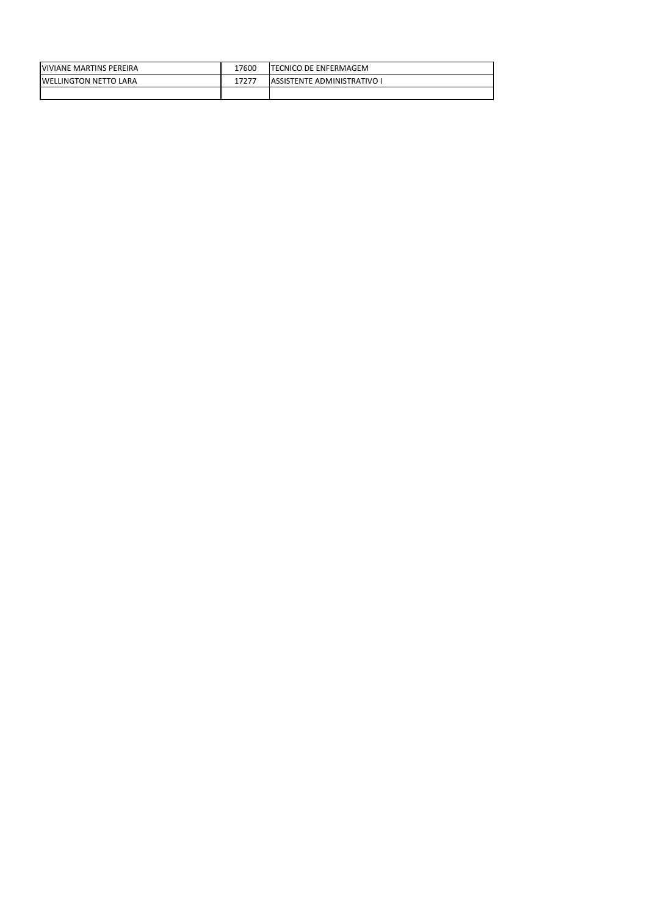| | | |
|---|---|---|
| VIVIANE MARTINS PEREIRA | 17600 | TECNICO DE ENFERMAGEM |
| WELLINGTON NETTO LARA | 17277 | ASSISTENTE ADMINISTRATIVO I |
| | | |